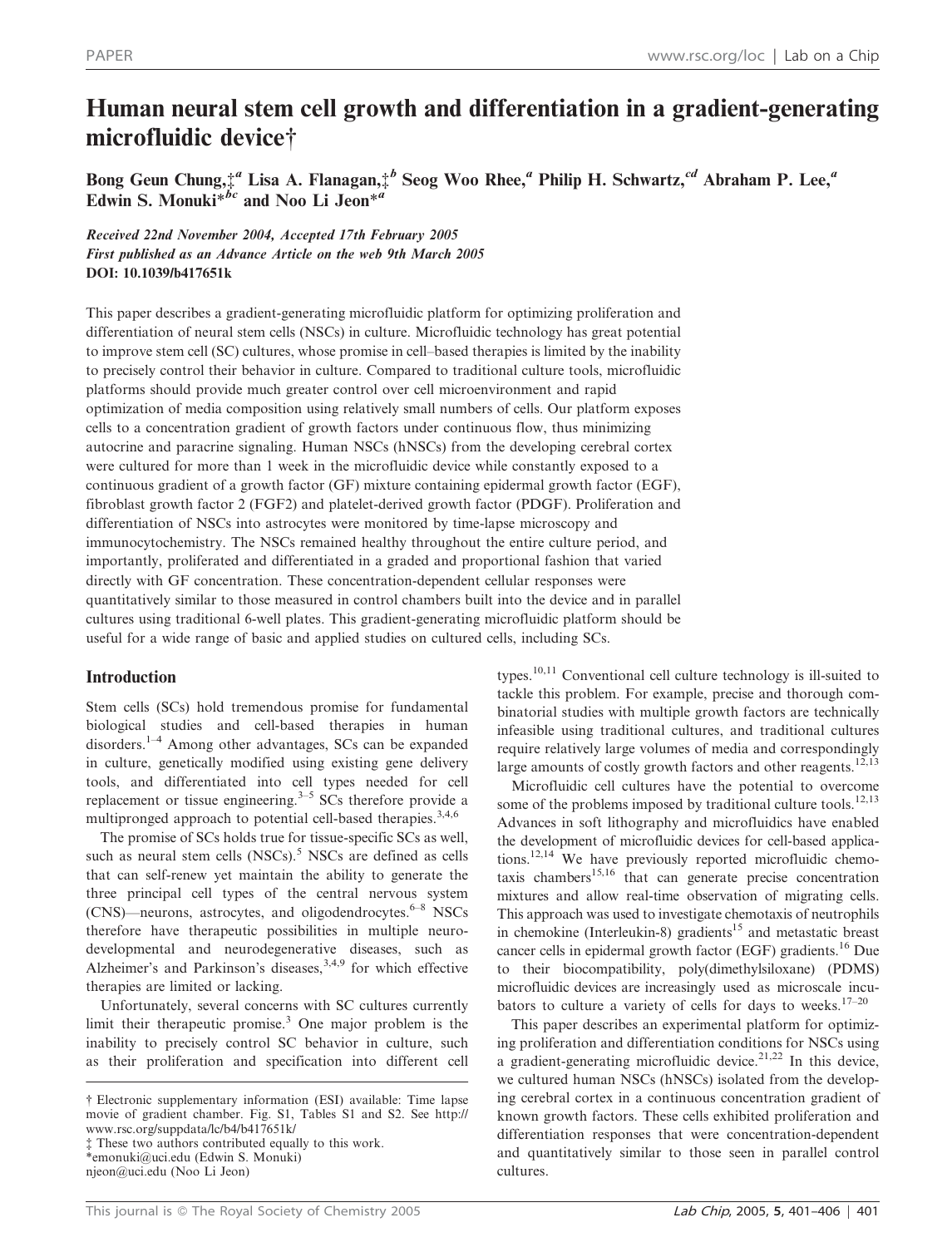# Human neural stem cell growth and differentiation in a gradient-generating microfluidic device†

Bong Geun Chung,‡[a] Lisa A. Flanagan,‡[b] Seog Woo Rhee,[a] Philip H. Schwartz,[cd] Abraham P. Lee,[a] Edwin S. Monuki*[bc] and Noo Li Jeon*[a]

*Received 22nd November 2004, Accepted 17th February 2005*
*First published as an Advance Article on the web 9th March 2005*
**DOI: 10.1039/b417651k**

This paper describes a gradient-generating microfluidic platform for optimizing proliferation and differentiation of neural stem cells (NSCs) in culture. Microfluidic technology has great potential to improve stem cell (SC) cultures, whose promise in cell–based therapies is limited by the inability to precisely control their behavior in culture. Compared to traditional culture tools, microfluidic platforms should provide much greater control over cell microenvironment and rapid optimization of media composition using relatively small numbers of cells. Our platform exposes cells to a concentration gradient of growth factors under continuous flow, thus minimizing autocrine and paracrine signaling. Human NSCs (hNSCs) from the developing cerebral cortex were cultured for more than 1 week in the microfluidic device while constantly exposed to a continuous gradient of a growth factor (GF) mixture containing epidermal growth factor (EGF), fibroblast growth factor 2 (FGF2) and platelet-derived growth factor (PDGF). Proliferation and differentiation of NSCs into astrocytes were monitored by time-lapse microscopy and immunocytochemistry. The NSCs remained healthy throughout the entire culture period, and importantly, proliferated and differentiated in a graded and proportional fashion that varied directly with GF concentration. These concentration-dependent cellular responses were quantitatively similar to those measured in control chambers built into the device and in parallel cultures using traditional 6-well plates. This gradient-generating microfluidic platform should be useful for a wide range of basic and applied studies on cultured cells, including SCs.

## Introduction

Stem cells (SCs) hold tremendous promise for fundamental biological studies and cell-based therapies in human disorders.[1–4] Among other advantages, SCs can be expanded in culture, genetically modified using existing gene delivery tools, and differentiated into cell types needed for cell replacement or tissue engineering.[3–5] SCs therefore provide a multipronged approach to potential cell-based therapies.[3,4,6]

The promise of SCs holds true for tissue-specific SCs as well, such as neural stem cells (NSCs).[5] NSCs are defined as cells that can self-renew yet maintain the ability to generate the three principal cell types of the central nervous system (CNS)—neurons, astrocytes, and oligodendrocytes.[6–8] NSCs therefore have therapeutic possibilities in multiple neurodevelopmental and neurodegenerative diseases, such as Alzheimer's and Parkinson's diseases,[3,4,9] for which effective therapies are limited or lacking.

Unfortunately, several concerns with SC cultures currently limit their therapeutic promise.[3] One major problem is the inability to precisely control SC behavior in culture, such as their proliferation and specification into different cell types.[10,11] Conventional cell culture technology is ill-suited to tackle this problem. For example, precise and thorough combinatorial studies with multiple growth factors are technically infeasible using traditional cultures, and traditional cultures require relatively large volumes of media and correspondingly large amounts of costly growth factors and other reagents.[12,13]

Microfluidic cell cultures have the potential to overcome some of the problems imposed by traditional culture tools.[12,13] Advances in soft lithography and microfluidics have enabled the development of microfluidic devices for cell-based applications.[12,14] We have previously reported microfluidic chemotaxis chambers[15,16] that can generate precise concentration mixtures and allow real-time observation of migrating cells. This approach was used to investigate chemotaxis of neutrophils in chemokine (Interleukin-8) gradients[15] and metastatic breast cancer cells in epidermal growth factor (EGF) gradients.[16] Due to their biocompatibility, poly(dimethylsiloxane) (PDMS) microfluidic devices are increasingly used as microscale incubators to culture a variety of cells for days to weeks.[17–20]

This paper describes an experimental platform for optimizing proliferation and differentiation conditions for NSCs using a gradient-generating microfluidic device.[21,22] In this device, we cultured human NSCs (hNSCs) isolated from the developing cerebral cortex in a continuous concentration gradient of known growth factors. These cells exhibited proliferation and differentiation responses that were concentration-dependent and quantitatively similar to those seen in parallel control cultures.

† Electronic supplementary information (ESI) available: Time lapse movie of gradient chamber. Fig. S1, Tables S1 and S2. See http://www.rsc.org/suppdata/lc/b4/b417651k/
‡ These two authors contributed equally to this work.
*emonuki@uci.edu (Edwin S. Monuki)
njeon@uci.edu (Noo Li Jeon)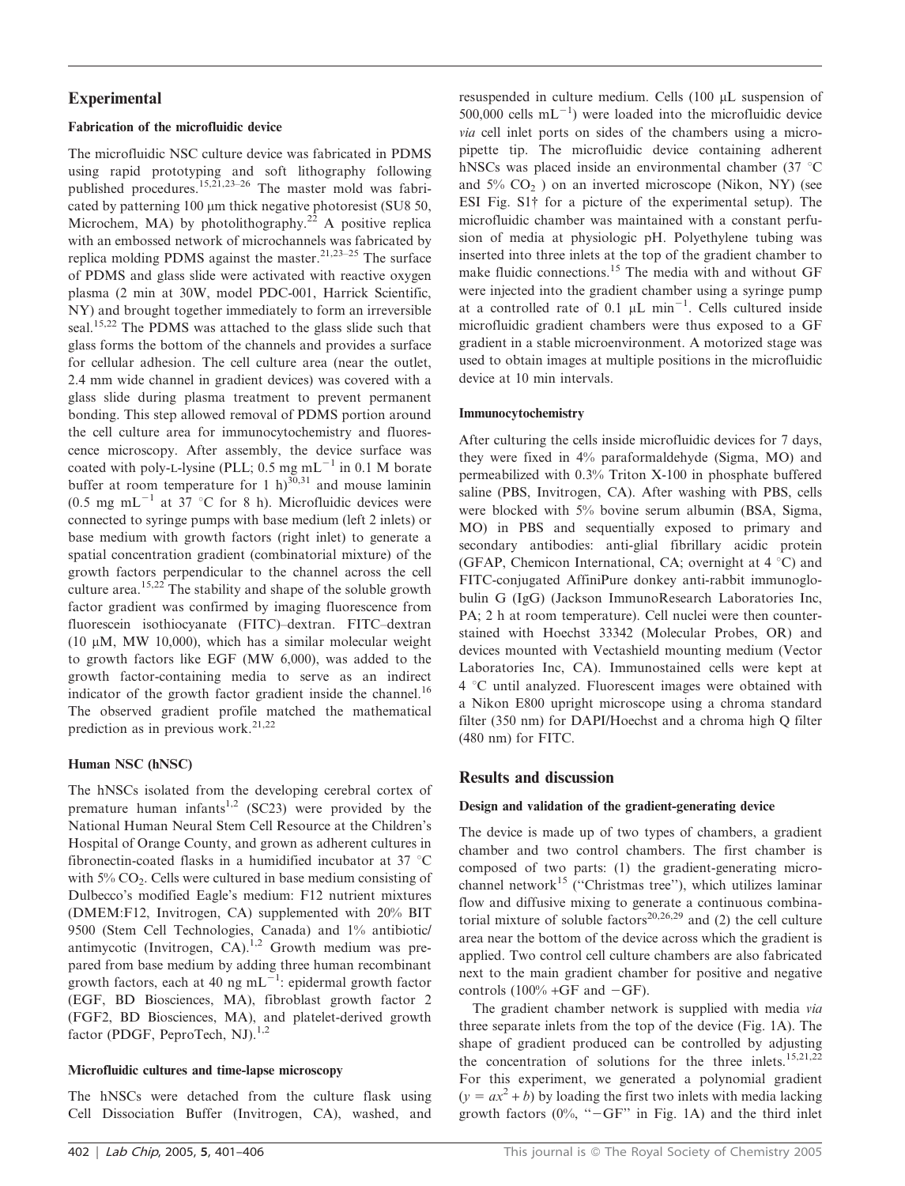## Experimental

### Fabrication of the microfluidic device

The microfluidic NSC culture device was fabricated in PDMS using rapid prototyping and soft lithography following published procedures.[15,21,23–26] The master mold was fabricated by patterning 100 μm thick negative photoresist (SU8 50, Microchem, MA) by photolithography.[22] A positive replica with an embossed network of microchannels was fabricated by replica molding PDMS against the master.[21,23–25] The surface of PDMS and glass slide were activated with reactive oxygen plasma (2 min at 30W, model PDC-001, Harrick Scientific, NY) and brought together immediately to form an irreversible seal.[15,22] The PDMS was attached to the glass slide such that glass forms the bottom of the channels and provides a surface for cellular adhesion. The cell culture area (near the outlet, 2.4 mm wide channel in gradient devices) was covered with a glass slide during plasma treatment to prevent permanent bonding. This step allowed removal of PDMS portion around the cell culture area for immunocytochemistry and fluorescence microscopy. After assembly, the device surface was coated with poly-L-lysine (PLL; 0.5 mg $mL^{-1}$ in 0.1 M borate buffer at room temperature for 1 h)[30,31] and mouse laminin (0.5 mg $mL^{-1}$ at 37 °C for 8 h). Microfluidic devices were connected to syringe pumps with base medium (left 2 inlets) or base medium with growth factors (right inlet) to generate a spatial concentration gradient (combinatorial mixture) of the growth factors perpendicular to the channel across the cell culture area.[15,22] The stability and shape of the soluble growth factor gradient was confirmed by imaging fluorescence from fluorescein isothiocyanate (FITC)–dextran. FITC–dextran (10 μM, MW 10,000), which has a similar molecular weight to growth factors like EGF (MW 6,000), was added to the growth factor-containing media to serve as an indirect indicator of the growth factor gradient inside the channel.[16] The observed gradient profile matched the mathematical prediction as in previous work.[21,22]

### Human NSC (hNSC)

The hNSCs isolated from the developing cerebral cortex of premature human infants[1,2] (SC23) were provided by the National Human Neural Stem Cell Resource at the Children's Hospital of Orange County, and grown as adherent cultures in fibronectin-coated flasks in a humidified incubator at 37 °C with 5% $CO_2$. Cells were cultured in base medium consisting of Dulbecco's modified Eagle's medium: F12 nutrient mixtures (DMEM:F12, Invitrogen, CA) supplemented with 20% BIT 9500 (Stem Cell Technologies, Canada) and 1% antibiotic/antimycotic (Invitrogen, CA).[1,2] Growth medium was prepared from base medium by adding three human recombinant growth factors, each at 40 ng $mL^{-1}$: epidermal growth factor (EGF, BD Biosciences, MA), fibroblast growth factor 2 (FGF2, BD Biosciences, MA), and platelet-derived growth factor (PDGF, PeproTech, NJ).[1,2]

### Microfluidic cultures and time-lapse microscopy

The hNSCs were detached from the culture flask using Cell Dissociation Buffer (Invitrogen, CA), washed, and resuspended in culture medium. Cells (100 μL suspension of 500,000 cells $mL^{-1}$) were loaded into the microfluidic device *via* cell inlet ports on sides of the chambers using a micropipette tip. The microfluidic device containing adherent hNSCs was placed inside an environmental chamber (37 °C and 5% $CO_2$ ) on an inverted microscope (Nikon, NY) (see ESI Fig. S1† for a picture of the experimental setup). The microfluidic chamber was maintained with a constant perfusion of media at physiologic pH. Polyethylene tubing was inserted into three inlets at the top of the gradient chamber to make fluidic connections.[15] The media with and without GF were injected into the gradient chamber using a syringe pump at a controlled rate of 0.1 μL $min^{-1}$. Cells cultured inside microfluidic gradient chambers were thus exposed to a GF gradient in a stable microenvironment. A motorized stage was used to obtain images at multiple positions in the microfluidic device at 10 min intervals.

### Immunocytochemistry

After culturing the cells inside microfluidic devices for 7 days, they were fixed in 4% paraformaldehyde (Sigma, MO) and permeabilized with 0.3% Triton X-100 in phosphate buffered saline (PBS, Invitrogen, CA). After washing with PBS, cells were blocked with 5% bovine serum albumin (BSA, Sigma, MO) in PBS and sequentially exposed to primary and secondary antibodies: anti-glial fibrillary acidic protein (GFAP, Chemicon International, CA; overnight at 4 °C) and FITC-conjugated AffiniPure donkey anti-rabbit immunoglobulin G (IgG) (Jackson ImmunoResearch Laboratories Inc, PA; 2 h at room temperature). Cell nuclei were then counterstained with Hoechst 33342 (Molecular Probes, OR) and devices mounted with Vectashield mounting medium (Vector Laboratories Inc, CA). Immunostained cells were kept at 4 °C until analyzed. Fluorescent images were obtained with a Nikon E800 upright microscope using a chroma standard filter (350 nm) for DAPI/Hoechst and a chroma high Q filter (480 nm) for FITC.

## Results and discussion

### Design and validation of the gradient-generating device

The device is made up of two types of chambers, a gradient chamber and two control chambers. The first chamber is composed of two parts: (1) the gradient-generating microchannel network[15] ("Christmas tree"), which utilizes laminar flow and diffusive mixing to generate a continuous combinatorial mixture of soluble factors[20,26,29] and (2) the cell culture area near the bottom of the device across which the gradient is applied. Two control cell culture chambers are also fabricated next to the main gradient chamber for positive and negative controls (100% +GF and −GF).

The gradient chamber network is supplied with media *via* three separate inlets from the top of the device (Fig. 1A). The shape of gradient produced can be controlled by adjusting the concentration of solutions for the three inlets.[15,21,22] For this experiment, we generated a polynomial gradient ($y = ax^2 + b$) by loading the first two inlets with media lacking growth factors (0%, "−GF" in Fig. 1A) and the third inlet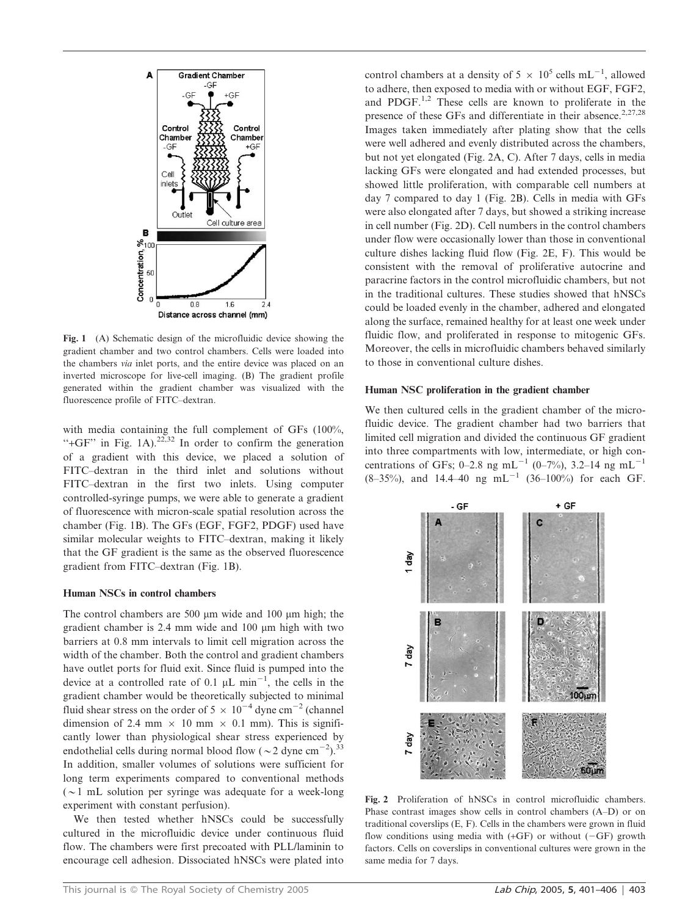Fig. 1 (A) Schematic design of the microfluidic device showing the gradient chamber and two control chambers. Cells were loaded into the chambers *via* inlet ports, and the entire device was placed on an inverted microscope for live-cell imaging. (B) The gradient profile generated within the gradient chamber was visualized with the fluorescence profile of FITC–dextran.

with media containing the full complement of GFs (100%, "+GF" in Fig. 1A).[22,32] In order to confirm the generation of a gradient with this device, we placed a solution of FITC–dextran in the third inlet and solutions without FITC–dextran in the first two inlets. Using computer controlled-syringe pumps, we were able to generate a gradient of fluorescence with micron-scale spatial resolution across the chamber (Fig. 1B). The GFs (EGF, FGF2, PDGF) used have similar molecular weights to FITC–dextran, making it likely that the GF gradient is the same as the observed fluorescence gradient from FITC–dextran (Fig. 1B).

### Human NSCs in control chambers

The control chambers are 500 μm wide and 100 μm high; the gradient chamber is 2.4 mm wide and 100 μm high with two barriers at 0.8 mm intervals to limit cell migration across the width of the chamber. Both the control and gradient chambers have outlet ports for fluid exit. Since fluid is pumped into the device at a controlled rate of 0.1 μL $\text{min}^{-1}$, the cells in the gradient chamber would be theoretically subjected to minimal fluid shear stress on the order of $5 \times 10^{-4}$ dyne $\text{cm}^{-2}$ (channel dimension of 2.4 mm × 10 mm × 0.1 mm). This is significantly lower than physiological shear stress experienced by endothelial cells during normal blood flow (~2 dyne $\text{cm}^{-2}$).[33] In addition, smaller volumes of solutions were sufficient for long term experiments compared to conventional methods (~1 mL solution per syringe was adequate for a week-long experiment with constant perfusion).

We then tested whether hNSCs could be successfully cultured in the microfluidic device under continuous fluid flow. The chambers were first precoated with PLL/laminin to encourage cell adhesion. Dissociated hNSCs were plated into control chambers at a density of $5 \times 10^5$ cells $\text{mL}^{-1}$, allowed to adhere, then exposed to media with or without EGF, FGF2, and PDGF.[1,2] These cells are known to proliferate in the presence of these GFs and differentiate in their absence.[2,27,28] Images taken immediately after plating show that the cells were well adhered and evenly distributed across the chambers, but not yet elongated (Fig. 2A, C). After 7 days, cells in media lacking GFs were elongated and had extended processes, but showed little proliferation, with comparable cell numbers at day 7 compared to day 1 (Fig. 2B). Cells in media with GFs were also elongated after 7 days, but showed a striking increase in cell number (Fig. 2D). Cell numbers in the control chambers under flow were occasionally lower than those in conventional culture dishes lacking fluid flow (Fig. 2E, F). This would be consistent with the removal of proliferative autocrine and paracrine factors in the control microfluidic chambers, but not in the traditional cultures. These studies showed that hNSCs could be loaded evenly in the chamber, adhered and elongated along the surface, remained healthy for at least one week under fluidic flow, and proliferated in response to mitogenic GFs. Moreover, the cells in microfluidic chambers behaved similarly to those in conventional culture dishes.

### Human NSC proliferation in the gradient chamber

We then cultured cells in the gradient chamber of the microfluidic device. The gradient chamber had two barriers that limited cell migration and divided the continuous GF gradient into three compartments with low, intermediate, or high concentrations of GFs; 0–2.8 ng $\text{mL}^{-1}$ (0–7%), 3.2–14 ng $\text{mL}^{-1}$ (8–35%), and 14.4–40 ng $\text{mL}^{-1}$ (36–100%) for each GF.

Fig. 2 Proliferation of hNSCs in control microfluidic chambers. Phase contrast images show cells in control chambers (A–D) or on traditional coverslips (E, F). Cells in the chambers were grown in fluid flow conditions using media with (+GF) or without (−GF) growth factors. Cells on coverslips in conventional cultures were grown in the same media for 7 days.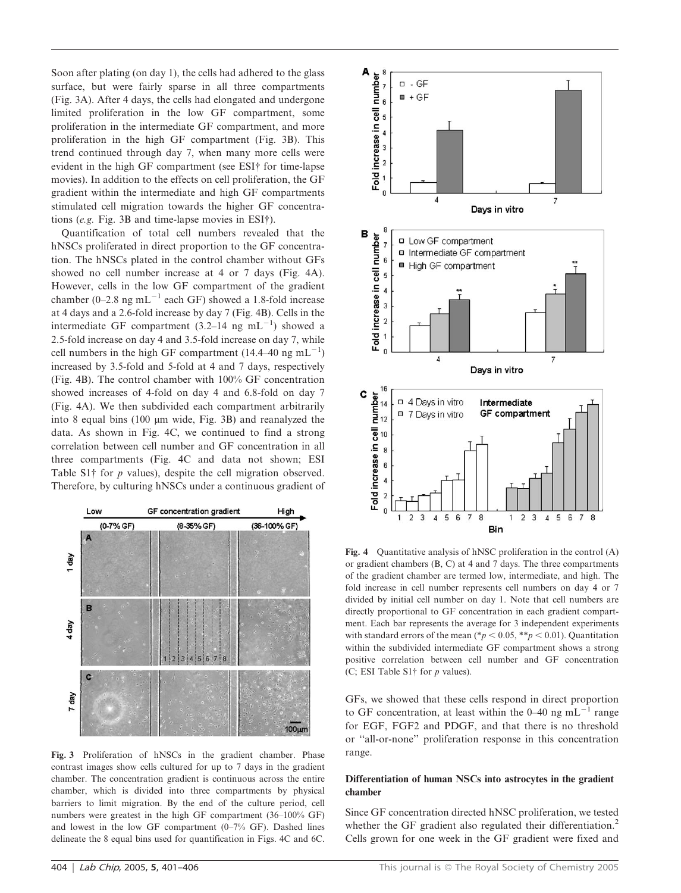Soon after plating (on day 1), the cells had adhered to the glass surface, but were fairly sparse in all three compartments (Fig. 3A). After 4 days, the cells had elongated and undergone limited proliferation in the low GF compartment, some proliferation in the intermediate GF compartment, and more proliferation in the high GF compartment (Fig. 3B). This trend continued through day 7, when many more cells were evident in the high GF compartment (see ESI† for time-lapse movies). In addition to the effects on cell proliferation, the GF gradient within the intermediate and high GF compartments stimulated cell migration towards the higher GF concentrations (*e.g.* Fig. 3B and time-lapse movies in ESI†).

Quantification of total cell numbers revealed that the hNSCs proliferated in direct proportion to the GF concentration. The hNSCs plated in the control chamber without GFs showed no cell number increase at 4 or 7 days (Fig. 4A). However, cells in the low GF compartment of the gradient chamber (0–2.8 ng $mL^{-1}$ each GF) showed a 1.8-fold increase at 4 days and a 2.6-fold increase by day 7 (Fig. 4B). Cells in the intermediate GF compartment (3.2–14 ng $mL^{-1}$) showed a 2.5-fold increase on day 4 and 3.5-fold increase on day 7, while cell numbers in the high GF compartment (14.4–40 ng $mL^{-1}$) increased by 3.5-fold and 5-fold at 4 and 7 days, respectively (Fig. 4B). The control chamber with 100% GF concentration showed increases of 4-fold on day 4 and 6.8-fold on day 7 (Fig. 4A). We then subdivided each compartment arbitrarily into 8 equal bins (100 μm wide, Fig. 3B) and reanalyzed the data. As shown in Fig. 4C, we continued to find a strong correlation between cell number and GF concentration in all three compartments (Fig. 4C and data not shown; ESI Table S1† for *p* values), despite the cell migration observed. Therefore, by culturing hNSCs under a continuous gradient of GFs, we showed that these cells respond in direct proportion to GF concentration, at least within the 0–40 ng $mL^{-1}$ range for EGF, FGF2 and PDGF, and that there is no threshold or "all-or-none" proliferation response in this concentration range.

**Fig. 3** Proliferation of hNSCs in the gradient chamber. Phase contrast images show cells cultured for up to 7 days in the gradient chamber. The concentration gradient is continuous across the entire chamber, which is divided into three compartments by physical barriers to limit migration. By the end of the culture period, cell numbers were greatest in the high GF compartment (36–100% GF) and lowest in the low GF compartment (0–7% GF). Dashed lines delineate the 8 equal bins used for quantification in Figs. 4C and 6C.

**Fig. 4** Quantitative analysis of hNSC proliferation in the control (A) or gradient chambers (B, C) at 4 and 7 days. The three compartments of the gradient chamber are termed low, intermediate, and high. The fold increase in cell number represents cell numbers on day 4 or 7 divided by initial cell number on day 1. Note that cell numbers are directly proportional to GF concentration in each gradient compartment. Each bar represents the average for 3 independent experiments with standard errors of the mean (* $p < 0.05$, ** $p < 0.01$). Quantitation within the subdivided intermediate GF compartment shows a strong positive correlation between cell number and GF concentration (C; ESI Table S1† for *p* values).

### Differentiation of human NSCs into astrocytes in the gradient chamber

Since GF concentration directed hNSC proliferation, we tested whether the GF gradient also regulated their differentiation.[2] Cells grown for one week in the GF gradient were fixed and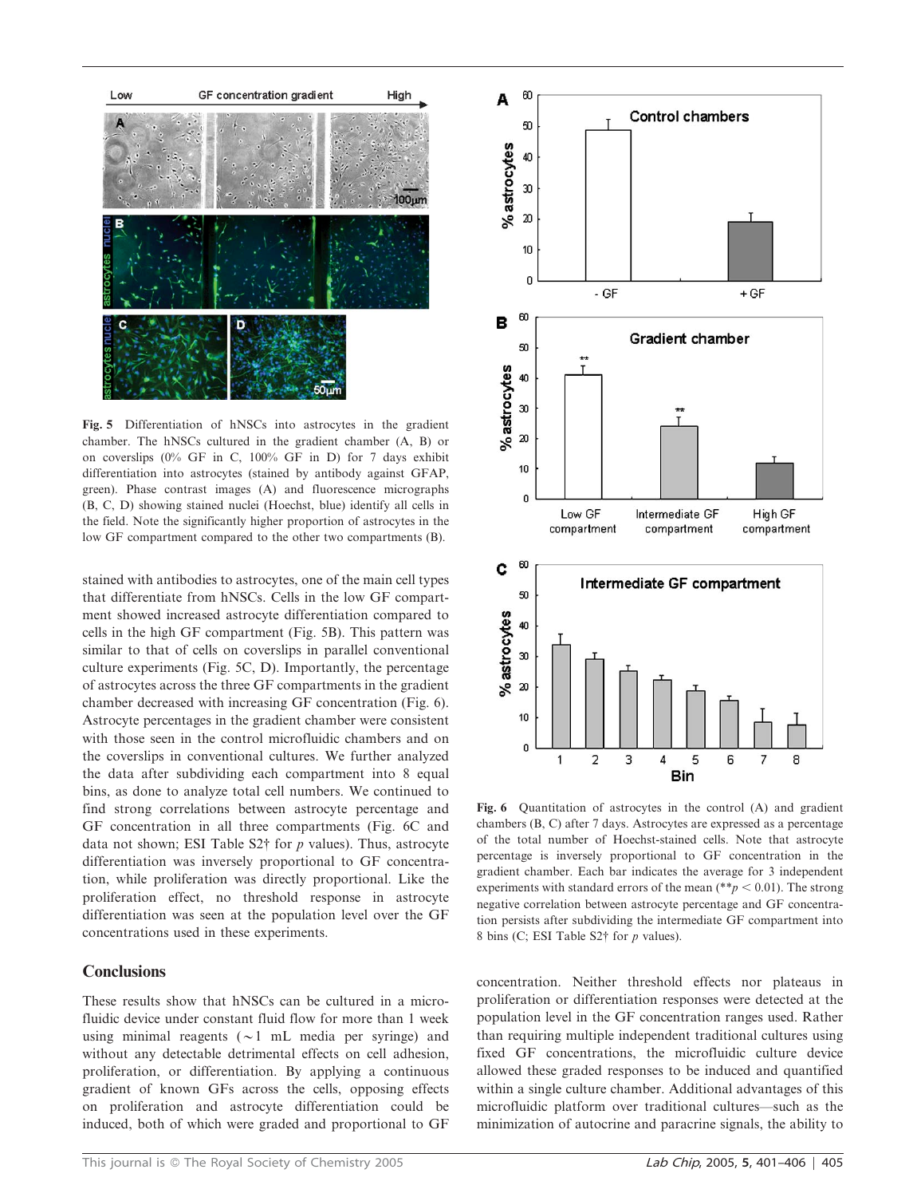Fig. 5 Differentiation of hNSCs into astrocytes in the gradient chamber. The hNSCs cultured in the gradient chamber (A, B) or on coverslips (0% GF in C, 100% GF in D) for 7 days exhibit differentiation into astrocytes (stained by antibody against GFAP, green). Phase contrast images (A) and fluorescence micrographs (B, C, D) showing stained nuclei (Hoechst, blue) identify all cells in the field. Note the significantly higher proportion of astrocytes in the low GF compartment compared to the other two compartments (B).

stained with antibodies to astrocytes, one of the main cell types that differentiate from hNSCs. Cells in the low GF compartment showed increased astrocyte differentiation compared to cells in the high GF compartment (Fig. 5B). This pattern was similar to that of cells on coverslips in parallel conventional culture experiments (Fig. 5C, D). Importantly, the percentage of astrocytes across the three GF compartments in the gradient chamber decreased with increasing GF concentration (Fig. 6). Astrocyte percentages in the gradient chamber were consistent with those seen in the control microfluidic chambers and on the coverslips in conventional cultures. We further analyzed the data after subdividing each compartment into 8 equal bins, as done to analyze total cell numbers. We continued to find strong correlations between astrocyte percentage and GF concentration in all three compartments (Fig. 6C and data not shown; ESI Table S2† for $p$ values). Thus, astrocyte differentiation was inversely proportional to GF concentration, while proliferation was directly proportional. Like the proliferation effect, no threshold response in astrocyte differentiation was seen at the population level over the GF concentrations used in these experiments.

Fig. 6 Quantitation of astrocytes in the control (A) and gradient chambers (B, C) after 7 days. Astrocytes are expressed as a percentage of the total number of Hoechst-stained cells. Note that astrocyte percentage is inversely proportional to GF concentration in the gradient chamber. Each bar indicates the average for 3 independent experiments with standard errors of the mean (** $p < 0.01$). The strong negative correlation between astrocyte percentage and GF concentration persists after subdividing the intermediate GF compartment into 8 bins (C; ESI Table S2† for $p$ values).

## Conclusions

These results show that hNSCs can be cultured in a microfluidic device under constant fluid flow for more than 1 week using minimal reagents (~1 mL media per syringe) and without any detectable detrimental effects on cell adhesion, proliferation, or differentiation. By applying a continuous gradient of known GFs across the cells, opposing effects on proliferation and astrocyte differentiation could be induced, both of which were graded and proportional to GF concentration. Neither threshold effects nor plateaus in proliferation or differentiation responses were detected at the population level in the GF concentration ranges used. Rather than requiring multiple independent traditional cultures using fixed GF concentrations, the microfluidic culture device allowed these graded responses to be induced and quantified within a single culture chamber. Additional advantages of this microfluidic platform over traditional cultures—such as the minimization of autocrine and paracrine signals, the ability to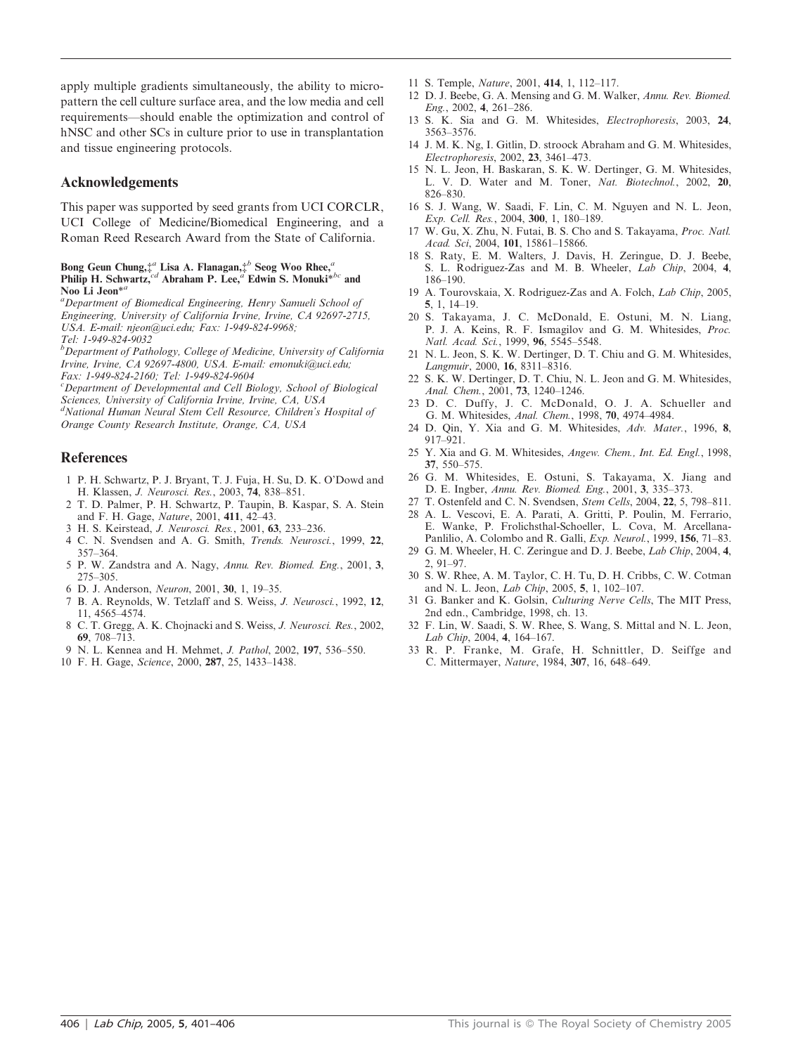apply multiple gradients simultaneously, the ability to micropattern the cell culture surface area, and the low media and cell requirements—should enable the optimization and control of hNSC and other SCs in culture prior to use in transplantation and tissue engineering protocols.

## Acknowledgements

This paper was supported by seed grants from UCI CORCLR, UCI College of Medicine/Biomedical Engineering, and a Roman Reed Research Award from the State of California.

**Bong Geun Chung,**‡[a] **Lisa A. Flanagan,**‡[b] **Seog Woo Rhee,**[a] **Philip H. Schwartz,**[cd] **Abraham P. Lee,**[a] **Edwin S. Monuki***[bc] **and Noo Li Jeon***[a]

[a]*Department of Biomedical Engineering, Henry Samueli School of Engineering, University of California Irvine, Irvine, CA 92697-2715, USA. E-mail: njeon@uci.edu; Fax: 1-949-824-9968; Tel: 1-949-824-9032*

[b]*Department of Pathology, College of Medicine, University of California Irvine, Irvine, CA 92697-4800, USA. E-mail: emonuki@uci.edu; Fax: 1-949-824-2160; Tel: 1-949-824-9604*

[c]*Department of Developmental and Cell Biology, School of Biological Sciences, University of California Irvine, Irvine, CA, USA*

[d]*National Human Neural Stem Cell Resource, Children's Hospital of Orange County Research Institute, Orange, CA, USA*

## References

1. P. H. Schwartz, P. J. Bryant, T. J. Fuja, H. Su, D. K. O'Dowd and H. Klassen, *J. Neurosci. Res.*, 2003, **74**, 838–851.
2. T. D. Palmer, P. H. Schwartz, P. Taupin, B. Kaspar, S. A. Stein and F. H. Gage, *Nature*, 2001, **411**, 42–43.
3. H. S. Keirstead, *J. Neurosci. Res.*, 2001, **63**, 233–236.
4. C. N. Svendsen and A. G. Smith, *Trends. Neurosci.*, 1999, **22**, 357–364.
5. P. W. Zandstra and A. Nagy, *Annu. Rev. Biomed. Eng.*, 2001, **3**, 275–305.
6. D. J. Anderson, *Neuron*, 2001, **30**, 1, 19–35.
7. B. A. Reynolds, W. Tetzlaff and S. Weiss, *J. Neurosci.*, 1992, **12**, 11, 4565–4574.
8. C. T. Gregg, A. K. Chojnacki and S. Weiss, *J. Neurosci. Res.*, 2002, **69**, 708–713.
9. N. L. Kennea and H. Mehmet, *J. Pathol*, 2002, **197**, 536–550.
10. F. H. Gage, *Science*, 2000, **287**, 25, 1433–1438.
11. S. Temple, *Nature*, 2001, **414**, 1, 112–117.
12. D. J. Beebe, G. A. Mensing and G. M. Walker, *Annu. Rev. Biomed. Eng.*, 2002, **4**, 261–286.
13. S. K. Sia and G. M. Whitesides, *Electrophoresis*, 2003, **24**, 3563–3576.
14. J. M. K. Ng, I. Gitlin, D. stroock Abraham and G. M. Whitesides, *Electrophoresis*, 2002, **23**, 3461–473.
15. N. L. Jeon, H. Baskaran, S. K. W. Dertinger, G. M. Whitesides, L. V. D. Water and M. Toner, *Nat. Biotechnol.*, 2002, **20**, 826–830.
16. S. J. Wang, W. Saadi, F. Lin, C. M. Nguyen and N. L. Jeon, *Exp. Cell. Res.*, 2004, **300**, 1, 180–189.
17. W. Gu, X. Zhu, N. Futai, B. S. Cho and S. Takayama, *Proc. Natl. Acad. Sci*, 2004, **101**, 15861–15866.
18. S. Raty, E. M. Walters, J. Davis, H. Zeringue, D. J. Beebe, S. L. Rodriguez-Zas and M. B. Wheeler, *Lab Chip*, 2004, **4**, 186–190.
19. A. Tourovskaia, X. Rodriguez-Zas and A. Folch, *Lab Chip*, 2005, **5**, 1, 14–19.
20. S. Takayama, J. C. McDonald, E. Ostuni, M. N. Liang, P. J. A. Keins, R. F. Ismagilov and G. M. Whitesides, *Proc. Natl. Acad. Sci.*, 1999, **96**, 5545–5548.
21. N. L. Jeon, S. K. W. Dertinger, D. T. Chiu and G. M. Whitesides, *Langmuir*, 2000, **16**, 8311–8316.
22. S. K. W. Dertinger, D. T. Chiu, N. L. Jeon and G. M. Whitesides, *Anal. Chem.*, 2001, **73**, 1240–1246.
23. D. C. Duffy, J. C. McDonald, O. J. A. Schueller and G. M. Whitesides, *Anal. Chem.*, 1998, **70**, 4974–4984.
24. D. Qin, Y. Xia and G. M. Whitesides, *Adv. Mater.*, 1996, **8**, 917–921.
25. Y. Xia and G. M. Whitesides, *Angew. Chem., Int. Ed. Engl.*, 1998, **37**, 550–575.
26. G. M. Whitesides, E. Ostuni, S. Takayama, X. Jiang and D. E. Ingber, *Annu. Rev. Biomed. Eng.*, 2001, **3**, 335–373.
27. T. Ostenfeld and C. N. Svendsen, *Stem Cells*, 2004, **22**, 5, 798–811.
28. A. L. Vescovi, E. A. Parati, A. Gritti, P. Poulin, M. Ferrario, E. Wanke, P. Frolichsthal-Schoeller, L. Cova, M. Arcellana-Panlilio, A. Colombo and R. Galli, *Exp. Neurol.*, 1999, **156**, 71–83.
29. G. M. Wheeler, H. C. Zeringue and D. J. Beebe, *Lab Chip*, 2004, **4**, 2, 91–97.
30. S. W. Rhee, A. M. Taylor, C. H. Tu, D. H. Cribbs, C. W. Cotman and N. L. Jeon, *Lab Chip*, 2005, **5**, 1, 102–107.
31. G. Banker and K. Golsin, *Culturing Nerve Cells*, The MIT Press, 2nd edn., Cambridge, 1998, ch. 13.
32. F. Lin, W. Saadi, S. W. Rhee, S. Wang, S. Mittal and N. L. Jeon, *Lab Chip*, 2004, **4**, 164–167.
33. R. P. Franke, M. Grafe, H. Schnittler, D. Seiffge and C. Mittermayer, *Nature*, 1984, **307**, 16, 648–649.